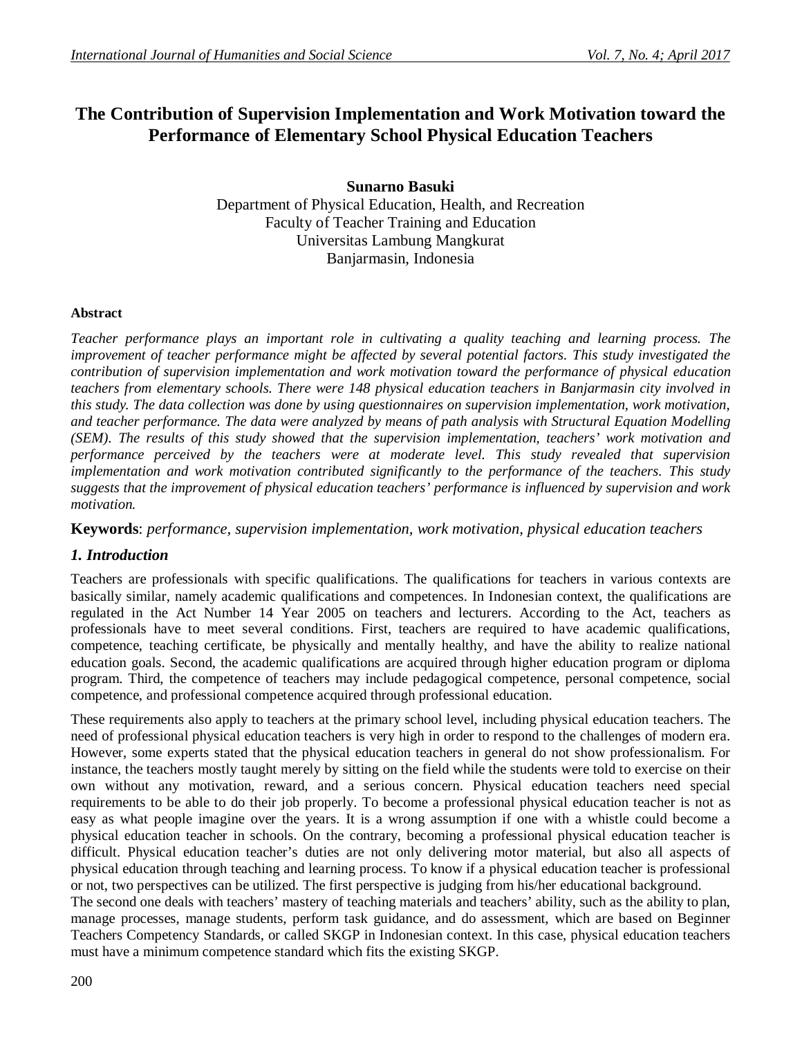# The Contribution of Supervision Implementation and Work Motivation toward the Performance of Elementary School Physical Education Teachers

**Sunarno Basuki**
Department of Physical Education, Health, and Recreation
Faculty of Teacher Training and Education
Universitas Lambung Mangkurat
Banjarmasin, Indonesia

#### Abstract

*Teacher performance plays an important role in cultivating a quality teaching and learning process. The improvement of teacher performance might be affected by several potential factors. This study investigated the contribution of supervision implementation and work motivation toward the performance of physical education teachers from elementary schools. There were 148 physical education teachers in Banjarmasin city involved in this study. The data collection was done by using questionnaires on supervision implementation, work motivation, and teacher performance. The data were analyzed by means of path analysis with Structural Equation Modelling (SEM). The results of this study showed that the supervision implementation, teachers' work motivation and performance perceived by the teachers were at moderate level. This study revealed that supervision implementation and work motivation contributed significantly to the performance of the teachers. This study suggests that the improvement of physical education teachers' performance is influenced by supervision and work motivation.*

**Keywords**: *performance, supervision implementation, work motivation, physical education teachers*

## *1. Introduction*

Teachers are professionals with specific qualifications. The qualifications for teachers in various contexts are basically similar, namely academic qualifications and competences. In Indonesian context, the qualifications are regulated in the Act Number 14 Year 2005 on teachers and lecturers. According to the Act, teachers as professionals have to meet several conditions. First, teachers are required to have academic qualifications, competence, teaching certificate, be physically and mentally healthy, and have the ability to realize national education goals. Second, the academic qualifications are acquired through higher education program or diploma program. Third, the competence of teachers may include pedagogical competence, personal competence, social competence, and professional competence acquired through professional education.

These requirements also apply to teachers at the primary school level, including physical education teachers. The need of professional physical education teachers is very high in order to respond to the challenges of modern era. However, some experts stated that the physical education teachers in general do not show professionalism. For instance, the teachers mostly taught merely by sitting on the field while the students were told to exercise on their own without any motivation, reward, and a serious concern. Physical education teachers need special requirements to be able to do their job properly. To become a professional physical education teacher is not as easy as what people imagine over the years. It is a wrong assumption if one with a whistle could become a physical education teacher in schools. On the contrary, becoming a professional physical education teacher is difficult. Physical education teacher's duties are not only delivering motor material, but also all aspects of physical education through teaching and learning process. To know if a physical education teacher is professional or not, two perspectives can be utilized. The first perspective is judging from his/her educational background.

The second one deals with teachers' mastery of teaching materials and teachers' ability, such as the ability to plan, manage processes, manage students, perform task guidance, and do assessment, which are based on Beginner Teachers Competency Standards, or called SKGP in Indonesian context. In this case, physical education teachers must have a minimum competence standard which fits the existing SKGP.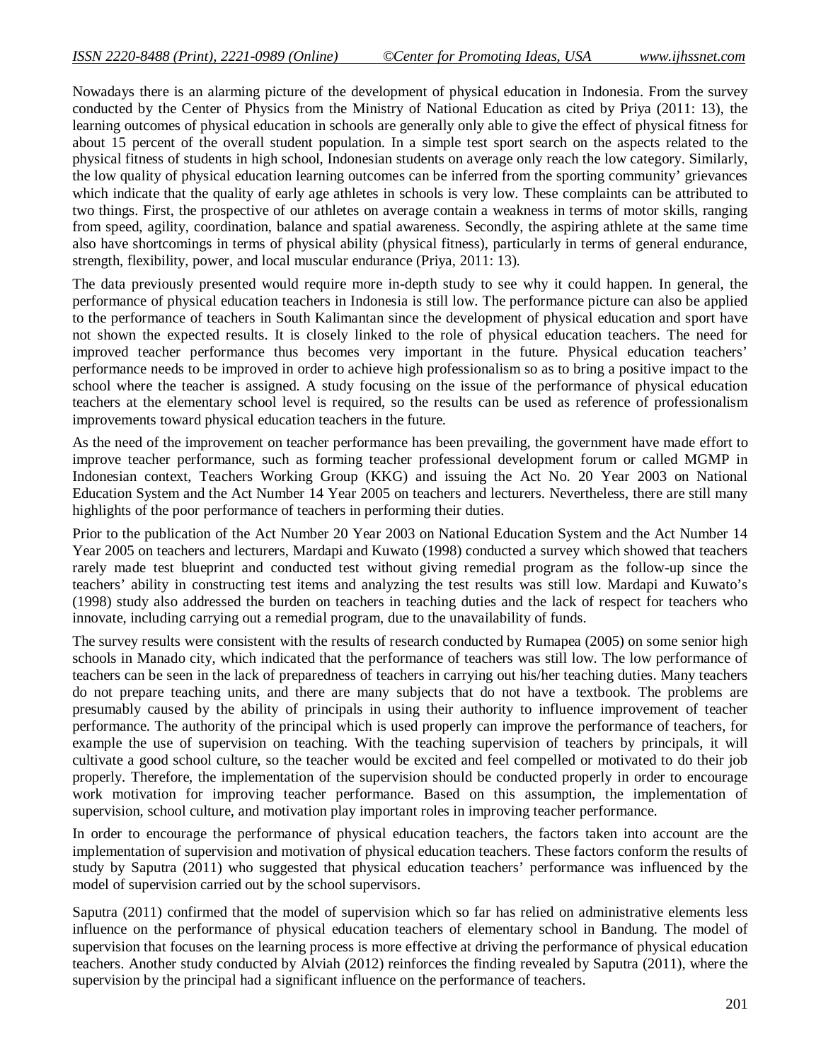Nowadays there is an alarming picture of the development of physical education in Indonesia. From the survey conducted by the Center of Physics from the Ministry of National Education as cited by Priya (2011: 13), the learning outcomes of physical education in schools are generally only able to give the effect of physical fitness for about 15 percent of the overall student population. In a simple test sport search on the aspects related to the physical fitness of students in high school, Indonesian students on average only reach the low category. Similarly, the low quality of physical education learning outcomes can be inferred from the sporting community' grievances which indicate that the quality of early age athletes in schools is very low. These complaints can be attributed to two things. First, the prospective of our athletes on average contain a weakness in terms of motor skills, ranging from speed, agility, coordination, balance and spatial awareness. Secondly, the aspiring athlete at the same time also have shortcomings in terms of physical ability (physical fitness), particularly in terms of general endurance, strength, flexibility, power, and local muscular endurance (Priya, 2011: 13).

The data previously presented would require more in-depth study to see why it could happen. In general, the performance of physical education teachers in Indonesia is still low. The performance picture can also be applied to the performance of teachers in South Kalimantan since the development of physical education and sport have not shown the expected results. It is closely linked to the role of physical education teachers. The need for improved teacher performance thus becomes very important in the future. Physical education teachers' performance needs to be improved in order to achieve high professionalism so as to bring a positive impact to the school where the teacher is assigned. A study focusing on the issue of the performance of physical education teachers at the elementary school level is required, so the results can be used as reference of professionalism improvements toward physical education teachers in the future.

As the need of the improvement on teacher performance has been prevailing, the government have made effort to improve teacher performance, such as forming teacher professional development forum or called MGMP in Indonesian context, Teachers Working Group (KKG) and issuing the Act No. 20 Year 2003 on National Education System and the Act Number 14 Year 2005 on teachers and lecturers. Nevertheless, there are still many highlights of the poor performance of teachers in performing their duties.

Prior to the publication of the Act Number 20 Year 2003 on National Education System and the Act Number 14 Year 2005 on teachers and lecturers, Mardapi and Kuwato (1998) conducted a survey which showed that teachers rarely made test blueprint and conducted test without giving remedial program as the follow-up since the teachers' ability in constructing test items and analyzing the test results was still low. Mardapi and Kuwato's (1998) study also addressed the burden on teachers in teaching duties and the lack of respect for teachers who innovate, including carrying out a remedial program, due to the unavailability of funds.

The survey results were consistent with the results of research conducted by Rumapea (2005) on some senior high schools in Manado city, which indicated that the performance of teachers was still low. The low performance of teachers can be seen in the lack of preparedness of teachers in carrying out his/her teaching duties. Many teachers do not prepare teaching units, and there are many subjects that do not have a textbook. The problems are presumably caused by the ability of principals in using their authority to influence improvement of teacher performance. The authority of the principal which is used properly can improve the performance of teachers, for example the use of supervision on teaching. With the teaching supervision of teachers by principals, it will cultivate a good school culture, so the teacher would be excited and feel compelled or motivated to do their job properly. Therefore, the implementation of the supervision should be conducted properly in order to encourage work motivation for improving teacher performance. Based on this assumption, the implementation of supervision, school culture, and motivation play important roles in improving teacher performance.

In order to encourage the performance of physical education teachers, the factors taken into account are the implementation of supervision and motivation of physical education teachers. These factors conform the results of study by Saputra (2011) who suggested that physical education teachers' performance was influenced by the model of supervision carried out by the school supervisors.

Saputra (2011) confirmed that the model of supervision which so far has relied on administrative elements less influence on the performance of physical education teachers of elementary school in Bandung. The model of supervision that focuses on the learning process is more effective at driving the performance of physical education teachers. Another study conducted by Alviah (2012) reinforces the finding revealed by Saputra (2011), where the supervision by the principal had a significant influence on the performance of teachers.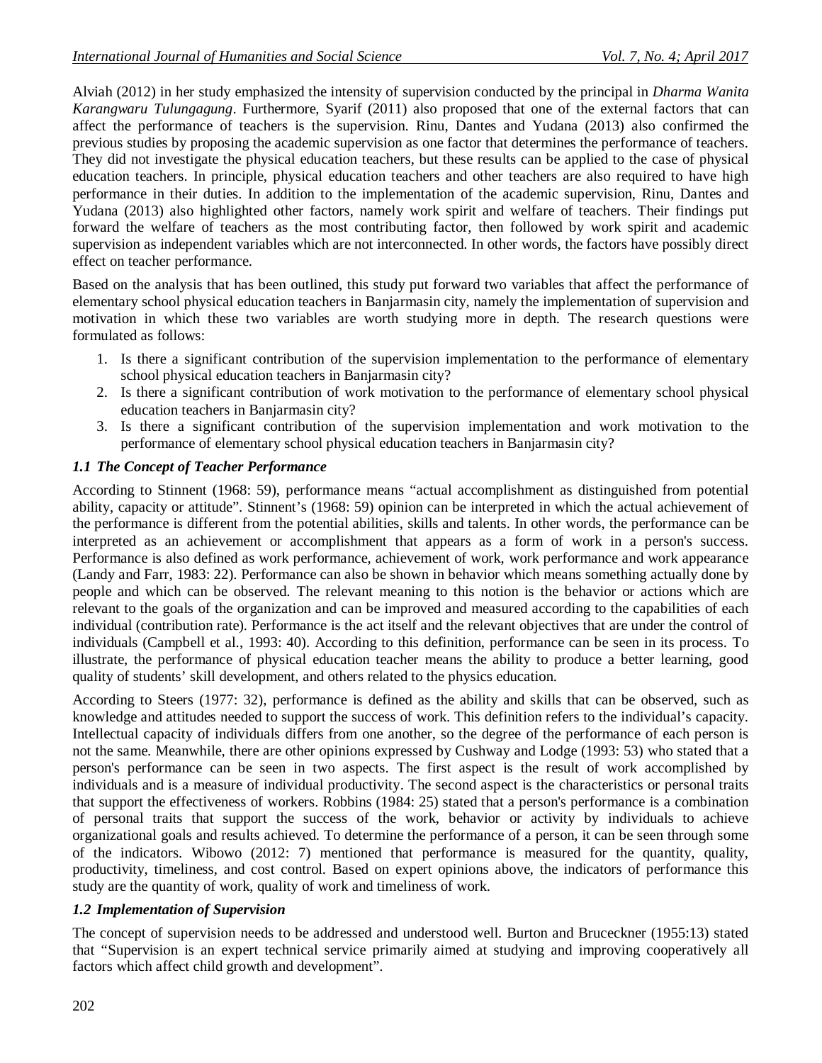Alviah (2012) in her study emphasized the intensity of supervision conducted by the principal in *Dharma Wanita Karangwaru Tulungagung*. Furthermore, Syarif (2011) also proposed that one of the external factors that can affect the performance of teachers is the supervision. Rinu, Dantes and Yudana (2013) also confirmed the previous studies by proposing the academic supervision as one factor that determines the performance of teachers. They did not investigate the physical education teachers, but these results can be applied to the case of physical education teachers. In principle, physical education teachers and other teachers are also required to have high performance in their duties. In addition to the implementation of the academic supervision, Rinu, Dantes and Yudana (2013) also highlighted other factors, namely work spirit and welfare of teachers. Their findings put forward the welfare of teachers as the most contributing factor, then followed by work spirit and academic supervision as independent variables which are not interconnected. In other words, the factors have possibly direct effect on teacher performance.

Based on the analysis that has been outlined, this study put forward two variables that affect the performance of elementary school physical education teachers in Banjarmasin city, namely the implementation of supervision and motivation in which these two variables are worth studying more in depth. The research questions were formulated as follows:

1. Is there a significant contribution of the supervision implementation to the performance of elementary school physical education teachers in Banjarmasin city?
2. Is there a significant contribution of work motivation to the performance of elementary school physical education teachers in Banjarmasin city?
3. Is there a significant contribution of the supervision implementation and work motivation to the performance of elementary school physical education teachers in Banjarmasin city?

### *1.1 The Concept of Teacher Performance*

According to Stinnent (1968: 59), performance means "actual accomplishment as distinguished from potential ability, capacity or attitude". Stinnent's (1968: 59) opinion can be interpreted in which the actual achievement of the performance is different from the potential abilities, skills and talents. In other words, the performance can be interpreted as an achievement or accomplishment that appears as a form of work in a person's success. Performance is also defined as work performance, achievement of work, work performance and work appearance (Landy and Farr, 1983: 22). Performance can also be shown in behavior which means something actually done by people and which can be observed. The relevant meaning to this notion is the behavior or actions which are relevant to the goals of the organization and can be improved and measured according to the capabilities of each individual (contribution rate). Performance is the act itself and the relevant objectives that are under the control of individuals (Campbell et al., 1993: 40). According to this definition, performance can be seen in its process. To illustrate, the performance of physical education teacher means the ability to produce a better learning, good quality of students' skill development, and others related to the physics education.

According to Steers (1977: 32), performance is defined as the ability and skills that can be observed, such as knowledge and attitudes needed to support the success of work. This definition refers to the individual's capacity. Intellectual capacity of individuals differs from one another, so the degree of the performance of each person is not the same. Meanwhile, there are other opinions expressed by Cushway and Lodge (1993: 53) who stated that a person's performance can be seen in two aspects. The first aspect is the result of work accomplished by individuals and is a measure of individual productivity. The second aspect is the characteristics or personal traits that support the effectiveness of workers. Robbins (1984: 25) stated that a person's performance is a combination of personal traits that support the success of the work, behavior or activity by individuals to achieve organizational goals and results achieved. To determine the performance of a person, it can be seen through some of the indicators. Wibowo (2012: 7) mentioned that performance is measured for the quantity, quality, productivity, timeliness, and cost control. Based on expert opinions above, the indicators of performance this study are the quantity of work, quality of work and timeliness of work.

### *1.2 Implementation of Supervision*

The concept of supervision needs to be addressed and understood well. Burton and Bruceckner (1955:13) stated that "Supervision is an expert technical service primarily aimed at studying and improving cooperatively all factors which affect child growth and development".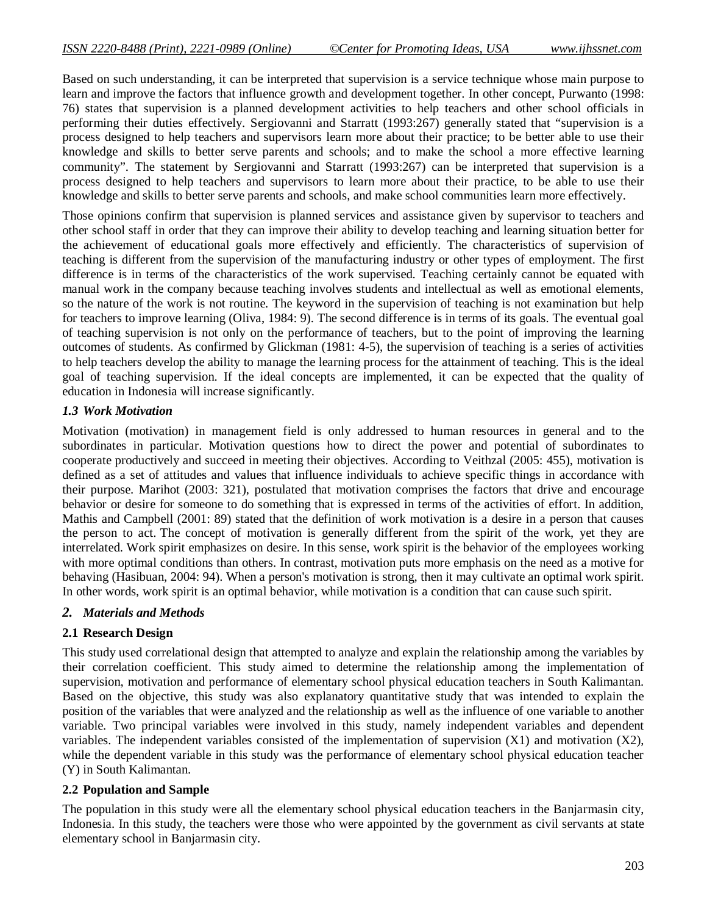Based on such understanding, it can be interpreted that supervision is a service technique whose main purpose to learn and improve the factors that influence growth and development together. In other concept, Purwanto (1998: 76) states that supervision is a planned development activities to help teachers and other school officials in performing their duties effectively. Sergiovanni and Starratt (1993:267) generally stated that "supervision is a process designed to help teachers and supervisors learn more about their practice; to be better able to use their knowledge and skills to better serve parents and schools; and to make the school a more effective learning community". The statement by Sergiovanni and Starratt (1993:267) can be interpreted that supervision is a process designed to help teachers and supervisors to learn more about their practice, to be able to use their knowledge and skills to better serve parents and schools, and make school communities learn more effectively.

Those opinions confirm that supervision is planned services and assistance given by supervisor to teachers and other school staff in order that they can improve their ability to develop teaching and learning situation better for the achievement of educational goals more effectively and efficiently. The characteristics of supervision of teaching is different from the supervision of the manufacturing industry or other types of employment. The first difference is in terms of the characteristics of the work supervised. Teaching certainly cannot be equated with manual work in the company because teaching involves students and intellectual as well as emotional elements, so the nature of the work is not routine. The keyword in the supervision of teaching is not examination but help for teachers to improve learning (Oliva, 1984: 9). The second difference is in terms of its goals. The eventual goal of teaching supervision is not only on the performance of teachers, but to the point of improving the learning outcomes of students. As confirmed by Glickman (1981: 4-5), the supervision of teaching is a series of activities to help teachers develop the ability to manage the learning process for the attainment of teaching. This is the ideal goal of teaching supervision. If the ideal concepts are implemented, it can be expected that the quality of education in Indonesia will increase significantly.

### *1.3 Work Motivation*

Motivation (motivation) in management field is only addressed to human resources in general and to the subordinates in particular. Motivation questions how to direct the power and potential of subordinates to cooperate productively and succeed in meeting their objectives. According to Veithzal (2005: 455), motivation is defined as a set of attitudes and values that influence individuals to achieve specific things in accordance with their purpose. Marihot (2003: 321), postulated that motivation comprises the factors that drive and encourage behavior or desire for someone to do something that is expressed in terms of the activities of effort. In addition, Mathis and Campbell (2001: 89) stated that the definition of work motivation is a desire in a person that causes the person to act. The concept of motivation is generally different from the spirit of the work, yet they are interrelated. Work spirit emphasizes on desire. In this sense, work spirit is the behavior of the employees working with more optimal conditions than others. In contrast, motivation puts more emphasis on the need as a motive for behaving (Hasibuan, 2004: 94). When a person's motivation is strong, then it may cultivate an optimal work spirit. In other words, work spirit is an optimal behavior, while motivation is a condition that can cause such spirit.

## *2. Materials and Methods*

### 2.1 Research Design

This study used correlational design that attempted to analyze and explain the relationship among the variables by their correlation coefficient. This study aimed to determine the relationship among the implementation of supervision, motivation and performance of elementary school physical education teachers in South Kalimantan. Based on the objective, this study was also explanatory quantitative study that was intended to explain the position of the variables that were analyzed and the relationship as well as the influence of one variable to another variable. Two principal variables were involved in this study, namely independent variables and dependent variables. The independent variables consisted of the implementation of supervision ($X_1$) and motivation ($X_2$), while the dependent variable in this study was the performance of elementary school physical education teacher (Y) in South Kalimantan.

### 2.2 Population and Sample

The population in this study were all the elementary school physical education teachers in the Banjarmasin city, Indonesia. In this study, the teachers were those who were appointed by the government as civil servants at state elementary school in Banjarmasin city.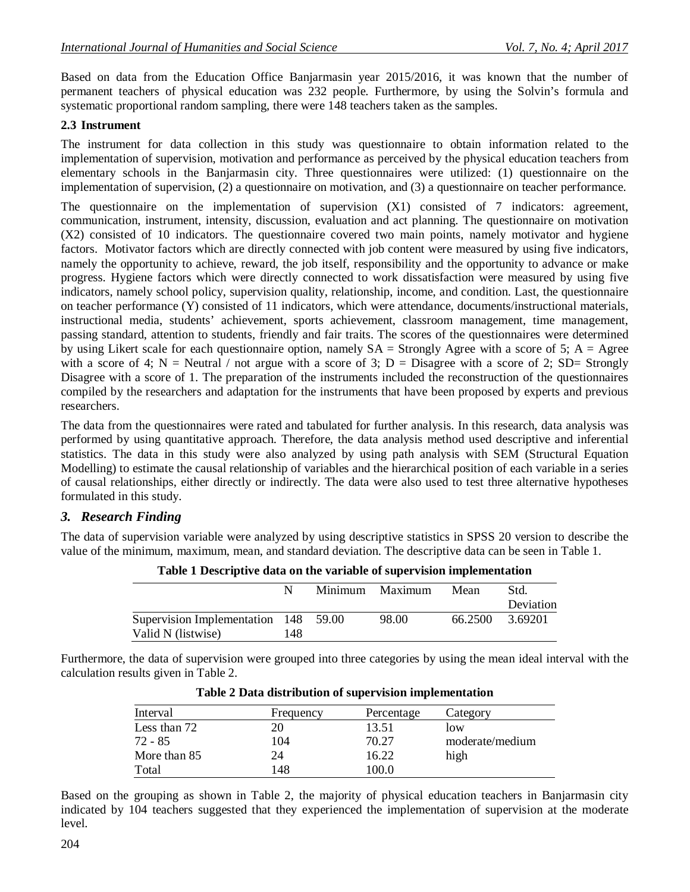Based on data from the Education Office Banjarmasin year 2015/2016, it was known that the number of permanent teachers of physical education was 232 people. Furthermore, by using the Solvin's formula and systematic proportional random sampling, there were 148 teachers taken as the samples.

### 2.3 Instrument

The instrument for data collection in this study was questionnaire to obtain information related to the implementation of supervision, motivation and performance as perceived by the physical education teachers from elementary schools in the Banjarmasin city. Three questionnaires were utilized: (1) questionnaire on the implementation of supervision, (2) a questionnaire on motivation, and (3) a questionnaire on teacher performance.

The questionnaire on the implementation of supervision (X1) consisted of 7 indicators: agreement, communication, instrument, intensity, discussion, evaluation and act planning. The questionnaire on motivation (X2) consisted of 10 indicators. The questionnaire covered two main points, namely motivator and hygiene factors. Motivator factors which are directly connected with job content were measured by using five indicators, namely the opportunity to achieve, reward, the job itself, responsibility and the opportunity to advance or make progress. Hygiene factors which were directly connected to work dissatisfaction were measured by using five indicators, namely school policy, supervision quality, relationship, income, and condition. Last, the questionnaire on teacher performance (Y) consisted of 11 indicators, which were attendance, documents/instructional materials, instructional media, students' achievement, sports achievement, classroom management, time management, passing standard, attention to students, friendly and fair traits. The scores of the questionnaires were determined by using Likert scale for each questionnaire option, namely SA = Strongly Agree with a score of 5; A = Agree with a score of 4; N = Neutral / not argue with a score of 3; D = Disagree with a score of 2; SD= Strongly Disagree with a score of 1. The preparation of the instruments included the reconstruction of the questionnaires compiled by the researchers and adaptation for the instruments that have been proposed by experts and previous researchers.

The data from the questionnaires were rated and tabulated for further analysis. In this research, data analysis was performed by using quantitative approach. Therefore, the data analysis method used descriptive and inferential statistics. The data in this study were also analyzed by using path analysis with SEM (Structural Equation Modelling) to estimate the causal relationship of variables and the hierarchical position of each variable in a series of causal relationships, either directly or indirectly. The data were also used to test three alternative hypotheses formulated in this study.

## *3. Research Finding*

The data of supervision variable were analyzed by using descriptive statistics in SPSS 20 version to describe the value of the minimum, maximum, mean, and standard deviation. The descriptive data can be seen in Table 1.

**Table 1 Descriptive data on the variable of supervision implementation**

| | N | Minimum | Maximum | Mean | Std. Deviation |
|---|---|---|---|---|---|
| Supervision Implementation | 148 | 59.00 | 98.00 | 66.2500 | 3.69201 |
| Valid N (listwise) | 148 | | | | |

Furthermore, the data of supervision were grouped into three categories by using the mean ideal interval with the calculation results given in Table 2.

**Table 2 Data distribution of supervision implementation**

| Interval | Frequency | Percentage | Category |
|---|---|---|---|
| Less than 72 | 20 | 13.51 | low |
| 72 - 85 | 104 | 70.27 | moderate/medium |
| More than 85 | 24 | 16.22 | high |
| Total | 148 | 100.0 | |

Based on the grouping as shown in Table 2, the majority of physical education teachers in Banjarmasin city indicated by 104 teachers suggested that they experienced the implementation of supervision at the moderate level.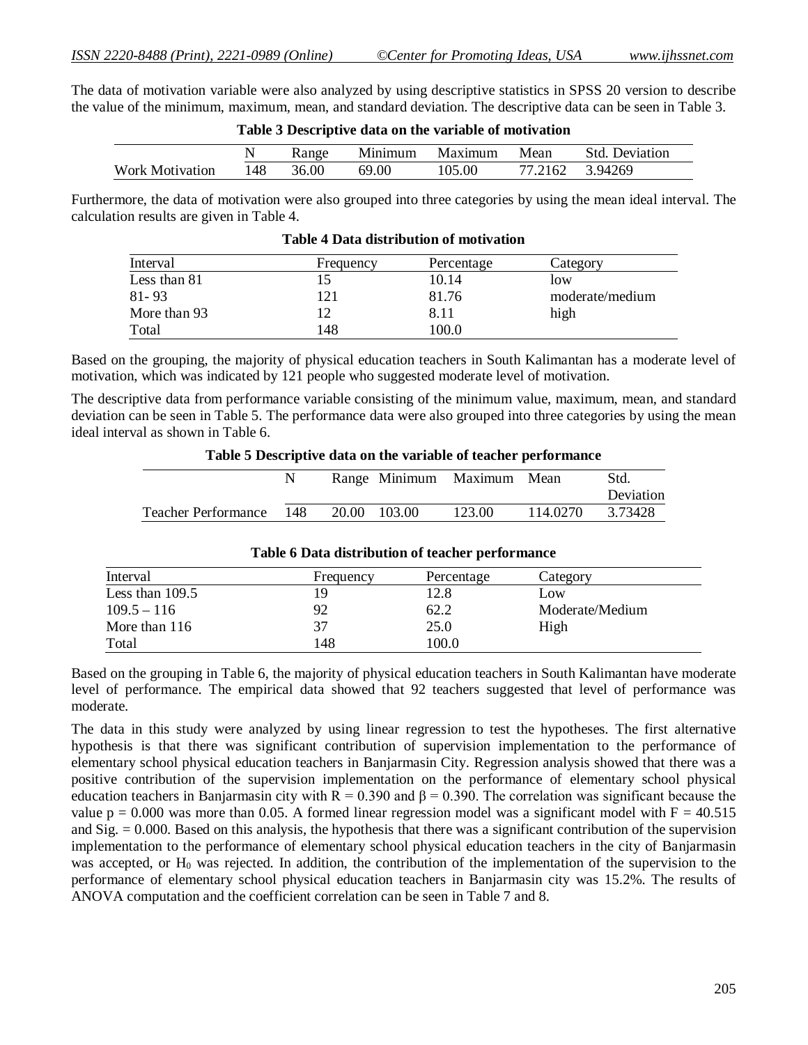The data of motivation variable were also analyzed by using descriptive statistics in SPSS 20 version to describe the value of the minimum, maximum, mean, and standard deviation. The descriptive data can be seen in Table 3.

**Table 3 Descriptive data on the variable of motivation**

| | N | Range | Minimum | Maximum | Mean | Std. Deviation |
|---|---|---|---|---|---|---|
| Work Motivation | 148 | 36.00 | 69.00 | 105.00 | 77.2162 | 3.94269 |

Furthermore, the data of motivation were also grouped into three categories by using the mean ideal interval. The calculation results are given in Table 4.

**Table 4 Data distribution of motivation**

| Interval | Frequency | Percentage | Category |
|---|---|---|---|
| Less than 81 | 15 | 10.14 | low |
| 81- 93 | 121 | 81.76 | moderate/medium |
| More than 93 | 12 | 8.11 | high |
| Total | 148 | 100.0 | |

Based on the grouping, the majority of physical education teachers in South Kalimantan has a moderate level of motivation, which was indicated by 121 people who suggested moderate level of motivation.

The descriptive data from performance variable consisting of the minimum value, maximum, mean, and standard deviation can be seen in Table 5. The performance data were also grouped into three categories by using the mean ideal interval as shown in Table 6.

**Table 5 Descriptive data on the variable of teacher performance**

| | N | Range | Minimum | Maximum | Mean | Std. Deviation |
|---|---|---|---|---|---|---|
| Teacher Performance | 148 | 20.00 | 103.00 | 123.00 | 114.0270 | 3.73428 |

**Table 6 Data distribution of teacher performance**

| Interval | Frequency | Percentage | Category |
|---|---|---|---|
| Less than 109.5 | 19 | 12.8 | Low |
| 109.5 – 116 | 92 | 62.2 | Moderate/Medium |
| More than 116 | 37 | 25.0 | High |
| Total | 148 | 100.0 | |

Based on the grouping in Table 6, the majority of physical education teachers in South Kalimantan have moderate level of performance. The empirical data showed that 92 teachers suggested that level of performance was moderate.

The data in this study were analyzed by using linear regression to test the hypotheses. The first alternative hypothesis is that there was significant contribution of supervision implementation to the performance of elementary school physical education teachers in Banjarmasin City. Regression analysis showed that there was a positive contribution of the supervision implementation on the performance of elementary school physical education teachers in Banjarmasin city with $R = 0.390$ and $\beta = 0.390$. The correlation was significant because the value $p = 0.000$ was more than 0.05. A formed linear regression model was a significant model with $F = 40.515$ and Sig. = 0.000. Based on this analysis, the hypothesis that there was a significant contribution of the supervision implementation to the performance of elementary school physical education teachers in the city of Banjarmasin was accepted, or $H_0$ was rejected. In addition, the contribution of the implementation of the supervision to the performance of elementary school physical education teachers in Banjarmasin city was 15.2%. The results of ANOVA computation and the coefficient correlation can be seen in Table 7 and 8.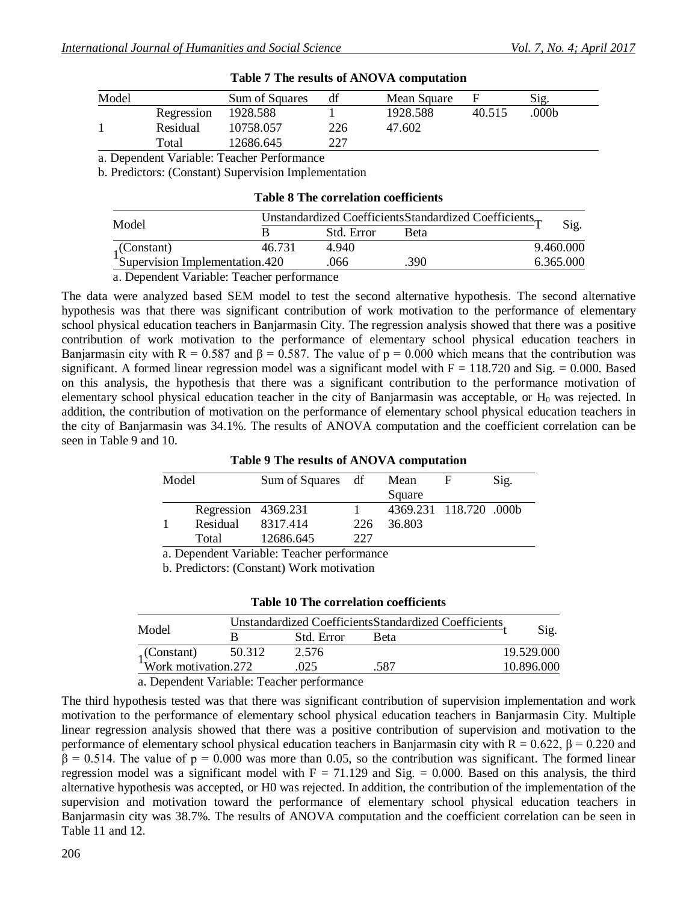**Table 7 The results of ANOVA computation**

| Model | | Sum of Squares | df | Mean Square | F | Sig. |
|---|---|---|---|---|---|---|
| 1 | Regression | 1928.588 | 1 | 1928.588 | 40.515 | .000b |
| | Residual | 10758.057 | 226 | 47.602 | | |
| | Total | 12686.645 | 227 | | | |

a. Dependent Variable: Teacher Performance

b. Predictors: (Constant) Supervision Implementation

**Table 8 The correlation coefficients**

| Model | Unstandardized Coefficients | | Standardized Coefficients | T | Sig. |
|---|---|---|---|---|---|
| | B | Std. Error | Beta | | |
| 1 (Constant) | 46.731 | 4.940 | | 9.460 | .000 |
| Supervision Implementation | .420 | .066 | .390 | 6.365 | .000 |

a. Dependent Variable: Teacher performance

The data were analyzed based SEM model to test the second alternative hypothesis. The second alternative hypothesis was that there was significant contribution of work motivation to the performance of elementary school physical education teachers in Banjarmasin City. The regression analysis showed that there was a positive contribution of work motivation to the performance of elementary school physical education teachers in Banjarmasin city with R = 0.587 and β = 0.587. The value of p = 0.000 which means that the contribution was significant. A formed linear regression model was a significant model with F = 118.720 and Sig. = 0.000. Based on this analysis, the hypothesis that there was a significant contribution to the performance motivation of elementary school physical education teacher in the city of Banjarmasin was acceptable, or $H_0$ was rejected. In addition, the contribution of motivation on the performance of elementary school physical education teachers in the city of Banjarmasin was 34.1%. The results of ANOVA computation and the coefficient correlation can be seen in Table 9 and 10.

**Table 9 The results of ANOVA computation**

| Model | | Sum of Squares | df | Mean Square | F | Sig. |
|---|---|---|---|---|---|---|
| 1 | Regression | 4369.231 | 1 | 4369.231 | 118.720 | .000b |
| | Residual | 8317.414 | 226 | 36.803 | | |
| | Total | 12686.645 | 227 | | | |

a. Dependent Variable: Teacher performance

b. Predictors: (Constant) Work motivation

**Table 10 The correlation coefficients**

| Model | Unstandardized Coefficients | | Standardized Coefficients | t | Sig. |
|---|---|---|---|---|---|
| | B | Std. Error | Beta | | |
| 1 (Constant) | 50.312 | 2.576 | | 19.529 | .000 |
| Work motivation | .272 | .025 | .587 | 10.896 | .000 |

a. Dependent Variable: Teacher performance

The third hypothesis tested was that there was significant contribution of supervision implementation and work motivation to the performance of elementary school physical education teachers in Banjarmasin City. Multiple linear regression analysis showed that there was a positive contribution of supervision and motivation to the performance of elementary school physical education teachers in Banjarmasin city with R = 0.622, β = 0.220 and β = 0.514. The value of p = 0.000 was more than 0.05, so the contribution was significant. The formed linear regression model was a significant model with F = 71.129 and Sig. = 0.000. Based on this analysis, the third alternative hypothesis was accepted, or H0 was rejected. In addition, the contribution of the implementation of the supervision and motivation toward the performance of elementary school physical education teachers in Banjarmasin city was 38.7%. The results of ANOVA computation and the coefficient correlation can be seen in Table 11 and 12.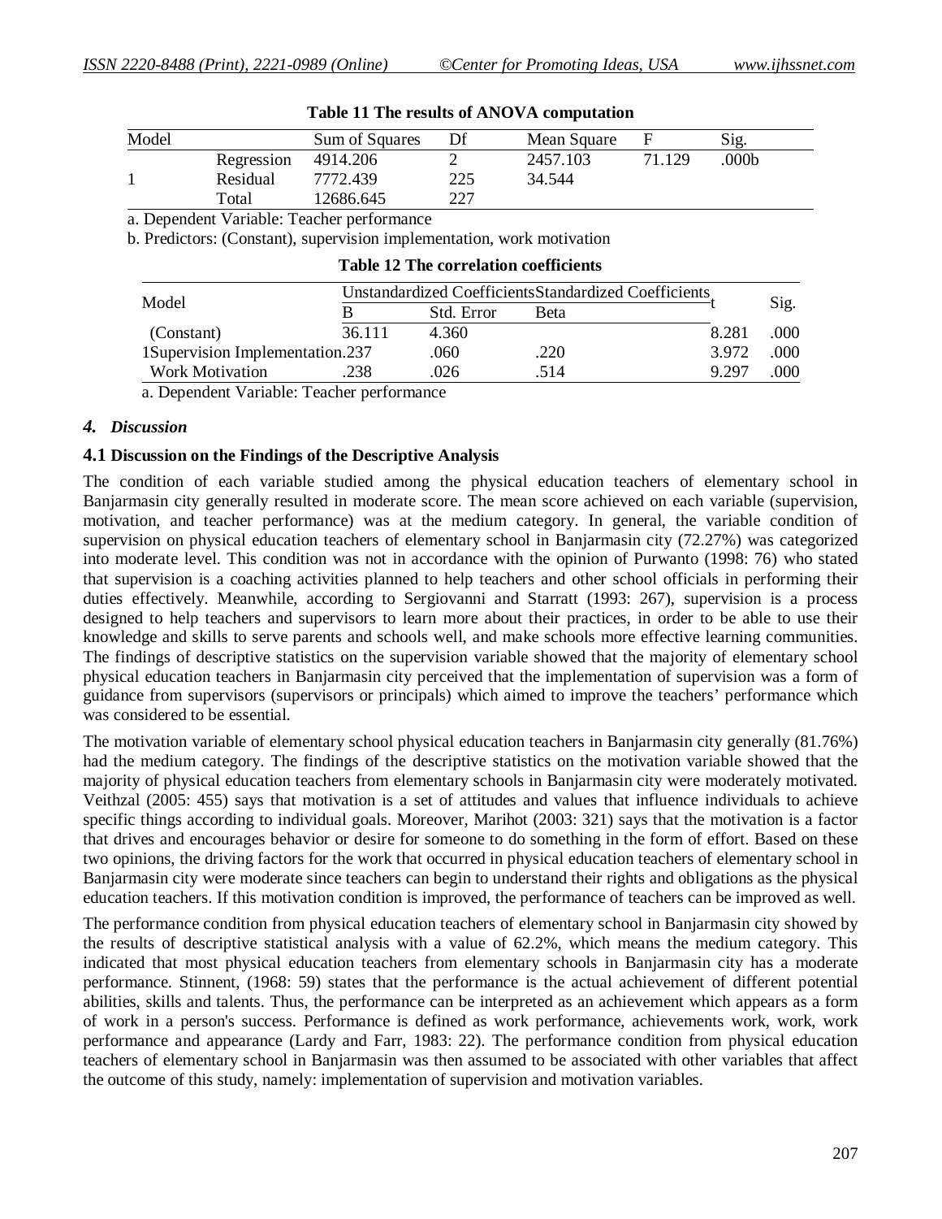**Table 11 The results of ANOVA computation**

| Model | | Sum of Squares | Df | Mean Square | F | Sig. |
|---|---|---|---|---|---|---|
| 1 | Regression | 4914.206 | 2 | 2457.103 | 71.129 | .000b |
| | Residual | 7772.439 | 225 | 34.544 | | |
| | Total | 12686.645 | 227 | | | |

a. Dependent Variable: Teacher performance

b. Predictors: (Constant), supervision implementation, work motivation

**Table 12 The correlation coefficients**

| Model | | Unstandardized Coefficients | | Standardized Coefficients | t | Sig. |
|---|---|---|---|---|---|---|
| | | B | Std. Error | Beta | | |
| 1 | (Constant) | 36.111 | 4.360 | | 8.281 | .000 |
| | Supervision Implementation | .237 | .060 | .220 | 3.972 | .000 |
| | Work Motivation | .238 | .026 | .514 | 9.297 | .000 |

a. Dependent Variable: Teacher performance

## *4. Discussion*

### 4.1 Discussion on the Findings of the Descriptive Analysis

The condition of each variable studied among the physical education teachers of elementary school in Banjarmasin city generally resulted in moderate score. The mean score achieved on each variable (supervision, motivation, and teacher performance) was at the medium category. In general, the variable condition of supervision on physical education teachers of elementary school in Banjarmasin city (72.27%) was categorized into moderate level. This condition was not in accordance with the opinion of Purwanto (1998: 76) who stated that supervision is a coaching activities planned to help teachers and other school officials in performing their duties effectively. Meanwhile, according to Sergiovanni and Starratt (1993: 267), supervision is a process designed to help teachers and supervisors to learn more about their practices, in order to be able to use their knowledge and skills to serve parents and schools well, and make schools more effective learning communities. The findings of descriptive statistics on the supervision variable showed that the majority of elementary school physical education teachers in Banjarmasin city perceived that the implementation of supervision was a form of guidance from supervisors (supervisors or principals) which aimed to improve the teachers' performance which was considered to be essential.

The motivation variable of elementary school physical education teachers in Banjarmasin city generally (81.76%) had the medium category. The findings of the descriptive statistics on the motivation variable showed that the majority of physical education teachers from elementary schools in Banjarmasin city were moderately motivated. Veithzal (2005: 455) says that motivation is a set of attitudes and values that influence individuals to achieve specific things according to individual goals. Moreover, Marihot (2003: 321) says that the motivation is a factor that drives and encourages behavior or desire for someone to do something in the form of effort. Based on these two opinions, the driving factors for the work that occurred in physical education teachers of elementary school in Banjarmasin city were moderate since teachers can begin to understand their rights and obligations as the physical education teachers. If this motivation condition is improved, the performance of teachers can be improved as well.

The performance condition from physical education teachers of elementary school in Banjarmasin city showed by the results of descriptive statistical analysis with a value of 62.2%, which means the medium category. This indicated that most physical education teachers from elementary schools in Banjarmasin city has a moderate performance. Stinnent, (1968: 59) states that the performance is the actual achievement of different potential abilities, skills and talents. Thus, the performance can be interpreted as an achievement which appears as a form of work in a person's success. Performance is defined as work performance, achievements work, work, work performance and appearance (Lardy and Farr, 1983: 22). The performance condition from physical education teachers of elementary school in Banjarmasin was then assumed to be associated with other variables that affect the outcome of this study, namely: implementation of supervision and motivation variables.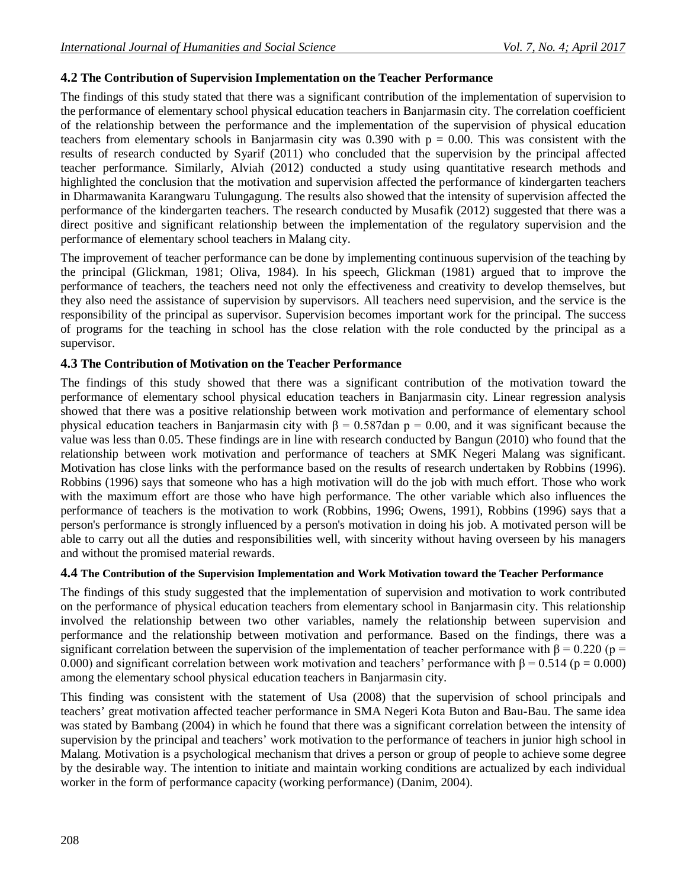### 4.2 The Contribution of Supervision Implementation on the Teacher Performance

The findings of this study stated that there was a significant contribution of the implementation of supervision to the performance of elementary school physical education teachers in Banjarmasin city. The correlation coefficient of the relationship between the performance and the implementation of the supervision of physical education teachers from elementary schools in Banjarmasin city was 0.390 with $p = 0.00$. This was consistent with the results of research conducted by Syarif (2011) who concluded that the supervision by the principal affected teacher performance. Similarly, Alviah (2012) conducted a study using quantitative research methods and highlighted the conclusion that the motivation and supervision affected the performance of kindergarten teachers in Dharmawanita Karangwaru Tulungagung. The results also showed that the intensity of supervision affected the performance of the kindergarten teachers. The research conducted by Musafik (2012) suggested that there was a direct positive and significant relationship between the implementation of the regulatory supervision and the performance of elementary school teachers in Malang city.

The improvement of teacher performance can be done by implementing continuous supervision of the teaching by the principal (Glickman, 1981; Oliva, 1984). In his speech, Glickman (1981) argued that to improve the performance of teachers, the teachers need not only the effectiveness and creativity to develop themselves, but they also need the assistance of supervision by supervisors. All teachers need supervision, and the service is the responsibility of the principal as supervisor. Supervision becomes important work for the principal. The success of programs for the teaching in school has the close relation with the role conducted by the principal as a supervisor.

### 4.3 The Contribution of Motivation on the Teacher Performance

The findings of this study showed that there was a significant contribution of the motivation toward the performance of elementary school physical education teachers in Banjarmasin city. Linear regression analysis showed that there was a positive relationship between work motivation and performance of elementary school physical education teachers in Banjarmasin city with $\beta = 0.587$dan $p = 0.00$, and it was significant because the value was less than 0.05. These findings are in line with research conducted by Bangun (2010) who found that the relationship between work motivation and performance of teachers at SMK Negeri Malang was significant. Motivation has close links with the performance based on the results of research undertaken by Robbins (1996). Robbins (1996) says that someone who has a high motivation will do the job with much effort. Those who work with the maximum effort are those who have high performance. The other variable which also influences the performance of teachers is the motivation to work (Robbins, 1996; Owens, 1991), Robbins (1996) says that a person's performance is strongly influenced by a person's motivation in doing his job. A motivated person will be able to carry out all the duties and responsibilities well, with sincerity without having overseen by his managers and without the promised material rewards.

### 4.4 The Contribution of the Supervision Implementation and Work Motivation toward the Teacher Performance

The findings of this study suggested that the implementation of supervision and motivation to work contributed on the performance of physical education teachers from elementary school in Banjarmasin city. This relationship involved the relationship between two other variables, namely the relationship between supervision and performance and the relationship between motivation and performance. Based on the findings, there was a significant correlation between the supervision of the implementation of teacher performance with $\beta = 0.220$ ($p = 0.000$) and significant correlation between work motivation and teachers' performance with $\beta = 0.514$ ($p = 0.000$) among the elementary school physical education teachers in Banjarmasin city.

This finding was consistent with the statement of Usa (2008) that the supervision of school principals and teachers' great motivation affected teacher performance in SMA Negeri Kota Buton and Bau-Bau. The same idea was stated by Bambang (2004) in which he found that there was a significant correlation between the intensity of supervision by the principal and teachers' work motivation to the performance of teachers in junior high school in Malang. Motivation is a psychological mechanism that drives a person or group of people to achieve some degree by the desirable way. The intention to initiate and maintain working conditions are actualized by each individual worker in the form of performance capacity (working performance) (Danim, 2004).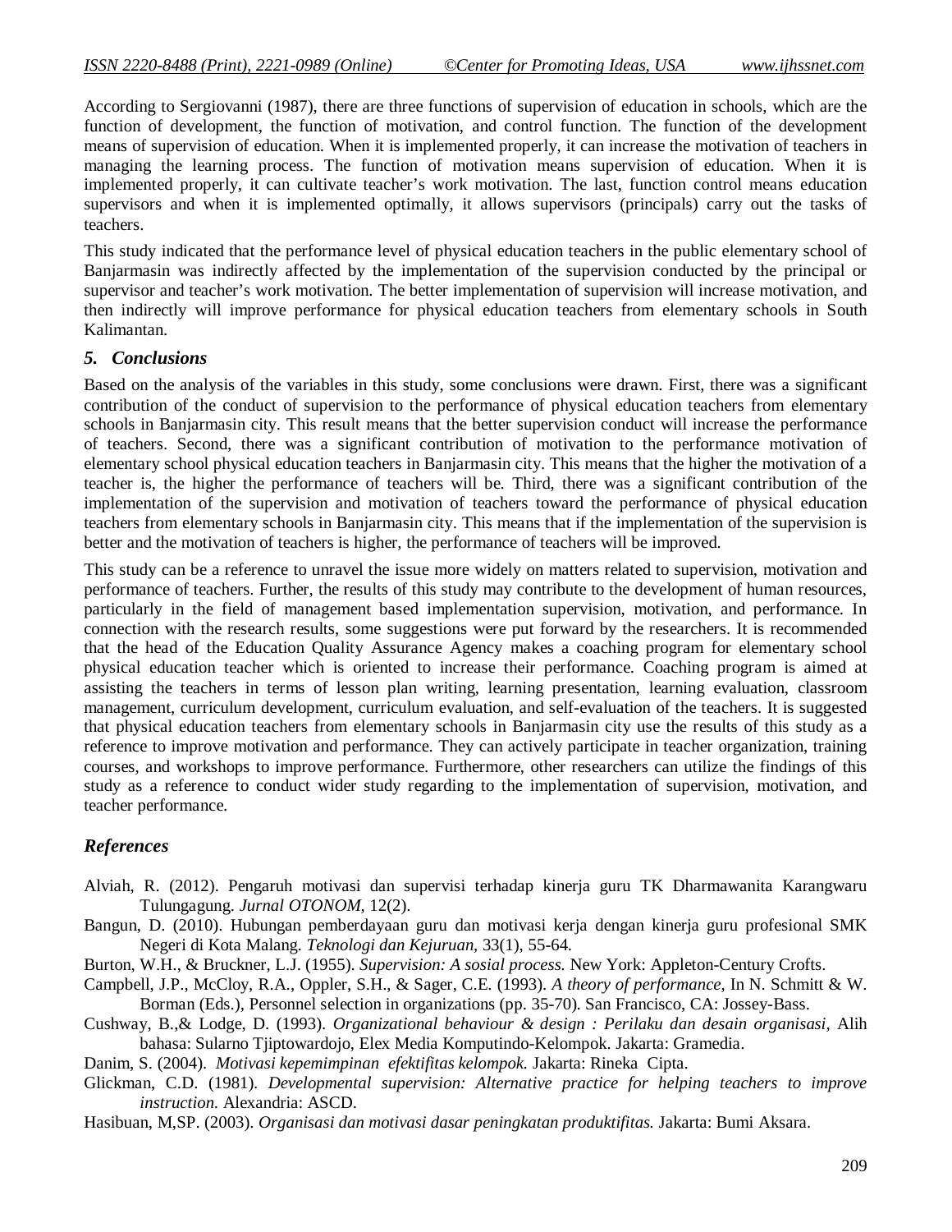According to Sergiovanni (1987), there are three functions of supervision of education in schools, which are the function of development, the function of motivation, and control function. The function of the development means of supervision of education. When it is implemented properly, it can increase the motivation of teachers in managing the learning process. The function of motivation means supervision of education. When it is implemented properly, it can cultivate teacher's work motivation. The last, function control means education supervisors and when it is implemented optimally, it allows supervisors (principals) carry out the tasks of teachers.

This study indicated that the performance level of physical education teachers in the public elementary school of Banjarmasin was indirectly affected by the implementation of the supervision conducted by the principal or supervisor and teacher's work motivation. The better implementation of supervision will increase motivation, and then indirectly will improve performance for physical education teachers from elementary schools in South Kalimantan.

## *5. Conclusions*

Based on the analysis of the variables in this study, some conclusions were drawn. First, there was a significant contribution of the conduct of supervision to the performance of physical education teachers from elementary schools in Banjarmasin city. This result means that the better supervision conduct will increase the performance of teachers. Second, there was a significant contribution of motivation to the performance motivation of elementary school physical education teachers in Banjarmasin city. This means that the higher the motivation of a teacher is, the higher the performance of teachers will be. Third, there was a significant contribution of the implementation of the supervision and motivation of teachers toward the performance of physical education teachers from elementary schools in Banjarmasin city. This means that if the implementation of the supervision is better and the motivation of teachers is higher, the performance of teachers will be improved.

This study can be a reference to unravel the issue more widely on matters related to supervision, motivation and performance of teachers. Further, the results of this study may contribute to the development of human resources, particularly in the field of management based implementation supervision, motivation, and performance. In connection with the research results, some suggestions were put forward by the researchers. It is recommended that the head of the Education Quality Assurance Agency makes a coaching program for elementary school physical education teacher which is oriented to increase their performance. Coaching program is aimed at assisting the teachers in terms of lesson plan writing, learning presentation, learning evaluation, classroom management, curriculum development, curriculum evaluation, and self-evaluation of the teachers. It is suggested that physical education teachers from elementary schools in Banjarmasin city use the results of this study as a reference to improve motivation and performance. They can actively participate in teacher organization, training courses, and workshops to improve performance. Furthermore, other researchers can utilize the findings of this study as a reference to conduct wider study regarding to the implementation of supervision, motivation, and teacher performance.

## *References*

Alviah, R. (2012). Pengaruh motivasi dan supervisi terhadap kinerja guru TK Dharmawanita Karangwaru Tulungagung. *Jurnal OTONOM*, 12(2).

Bangun, D. (2010). Hubungan pemberdayaan guru dan motivasi kerja dengan kinerja guru profesional SMK Negeri di Kota Malang. *Teknologi dan Kejuruan*, 33(1), 55-64.

Burton, W.H., & Bruckner, L.J. (1955). *Supervision: A sosial process.* New York: Appleton-Century Crofts.

Campbell, J.P., McCloy, R.A., Oppler, S.H., & Sager, C.E. (1993). *A theory of performance*, In N. Schmitt & W. Borman (Eds.), Personnel selection in organizations (pp. 35-70). San Francisco, CA: Jossey-Bass.

Cushway, B.,& Lodge, D. (1993). *Organizational behaviour & design : Perilaku dan desain organisasi*, Alih bahasa: Sularno Tjiptowardojo, Elex Media Komputindo-Kelompok. Jakarta: Gramedia.

Danim, S. (2004). *Motivasi kepemimpinan efektifitas kelompok.* Jakarta: Rineka Cipta.

Glickman, C.D. (1981). *Developmental supervision: Alternative practice for helping teachers to improve instruction.* Alexandria: ASCD.

Hasibuan, M,SP. (2003). *Organisasi dan motivasi dasar peningkatan produktifitas.* Jakarta: Bumi Aksara.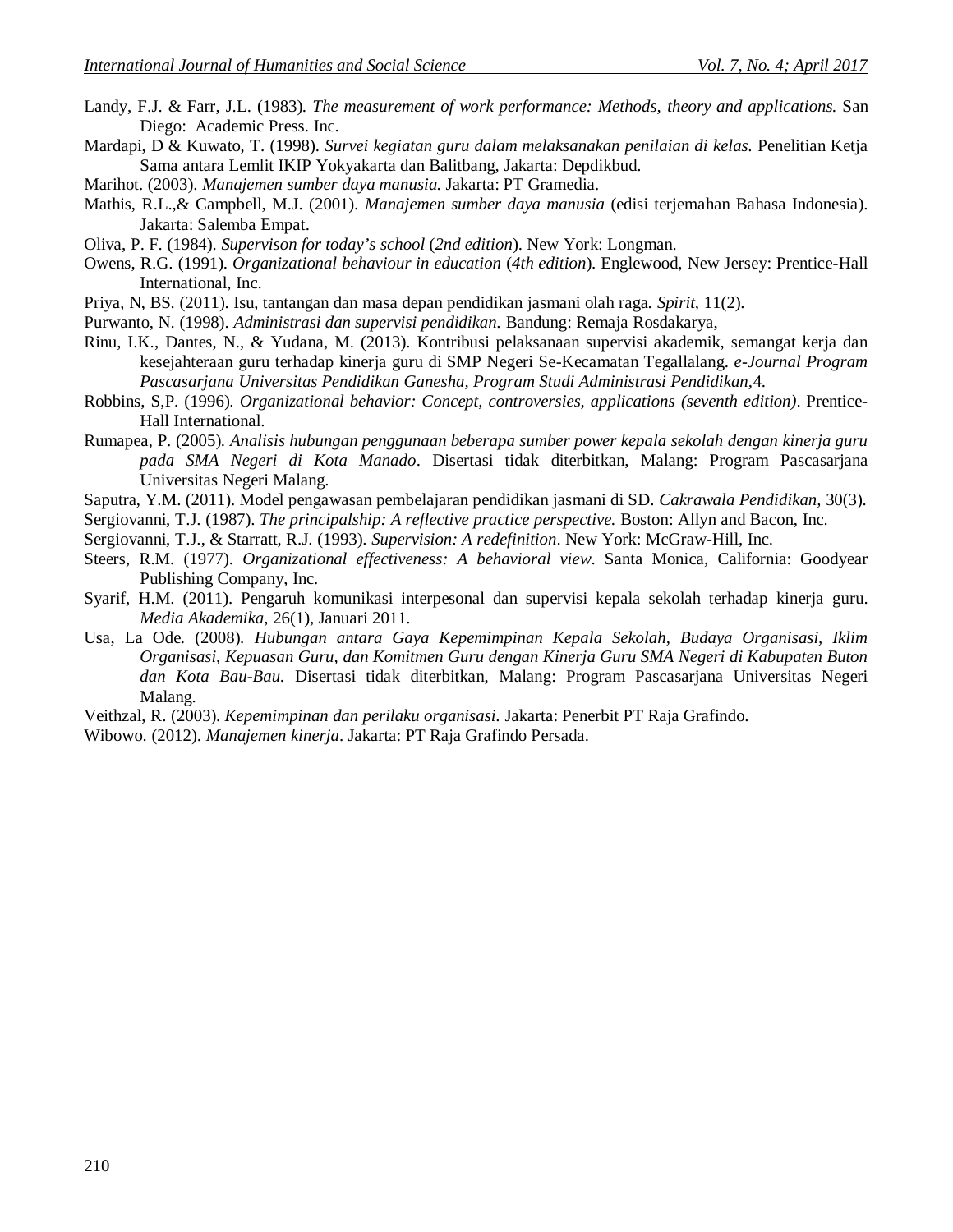Landy, F.J. & Farr, J.L. (1983). *The measurement of work performance: Methods, theory and applications*. San Diego: Academic Press. Inc.

Mardapi, D & Kuwato, T. (1998). *Survei kegiatan guru dalam melaksanakan penilaian di kelas*. Penelitian Ketja Sama antara Lemlit IKIP Yokyakarta dan Balitbang, Jakarta: Depdikbud.

Marihot. (2003). *Manajemen sumber daya manusia*. Jakarta: PT Gramedia.

Mathis, R.L.,& Campbell, M.J. (2001). *Manajemen sumber daya manusia* (edisi terjemahan Bahasa Indonesia). Jakarta: Salemba Empat.

Oliva, P. F. (1984). *Supervison for today's school* (*2nd edition*). New York: Longman.

Owens, R.G. (1991). *Organizational behaviour in education* (*4th edition*). Englewood, New Jersey: Prentice-Hall International, Inc.

Priya, N, BS. (2011). Isu, tantangan dan masa depan pendidikan jasmani olah raga. *Spirit*, 11(2).

Purwanto, N. (1998). *Administrasi dan supervisi pendidikan*. Bandung: Remaja Rosdakarya,

Rinu, I.K., Dantes, N., & Yudana, M. (2013). Kontribusi pelaksanaan supervisi akademik, semangat kerja dan kesejahteraan guru terhadap kinerja guru di SMP Negeri Se-Kecamatan Tegallalang. *e-Journal Program Pascasarjana Universitas Pendidikan Ganesha, Program Studi Administrasi Pendidikan*,4.

Robbins, S,P. (1996). *Organizational behavior: Concept, controversies, applications (seventh edition)*. Prentice-Hall International.

Rumapea, P. (2005). *Analisis hubungan penggunaan beberapa sumber power kepala sekolah dengan kinerja guru pada SMA Negeri di Kota Manado*. Disertasi tidak diterbitkan, Malang: Program Pascasarjana Universitas Negeri Malang.

Saputra, Y.M. (2011). Model pengawasan pembelajaran pendidikan jasmani di SD. *Cakrawala Pendidikan*, 30(3).

Sergiovanni, T.J. (1987). *The principalship: A reflective practice perspective*. Boston: Allyn and Bacon, Inc.

Sergiovanni, T.J., & Starratt, R.J. (1993). *Supervision: A redefinition*. New York: McGraw-Hill, Inc.

Steers, R.M. (1977). *Organizational effectiveness: A behavioral view*. Santa Monica, California: Goodyear Publishing Company, Inc.

Syarif, H.M. (2011). Pengaruh komunikasi interpesonal dan supervisi kepala sekolah terhadap kinerja guru. *Media Akademika*, 26(1), Januari 2011.

Usa, La Ode. (2008). *Hubungan antara Gaya Kepemimpinan Kepala Sekolah, Budaya Organisasi, Iklim Organisasi, Kepuasan Guru, dan Komitmen Guru dengan Kinerja Guru SMA Negeri di Kabupaten Buton dan Kota Bau-Bau*. Disertasi tidak diterbitkan, Malang: Program Pascasarjana Universitas Negeri Malang.

Veithzal, R. (2003). *Kepemimpinan dan perilaku organisasi*. Jakarta: Penerbit PT Raja Grafindo.

Wibowo. (2012). *Manajemen kinerja*. Jakarta: PT Raja Grafindo Persada.